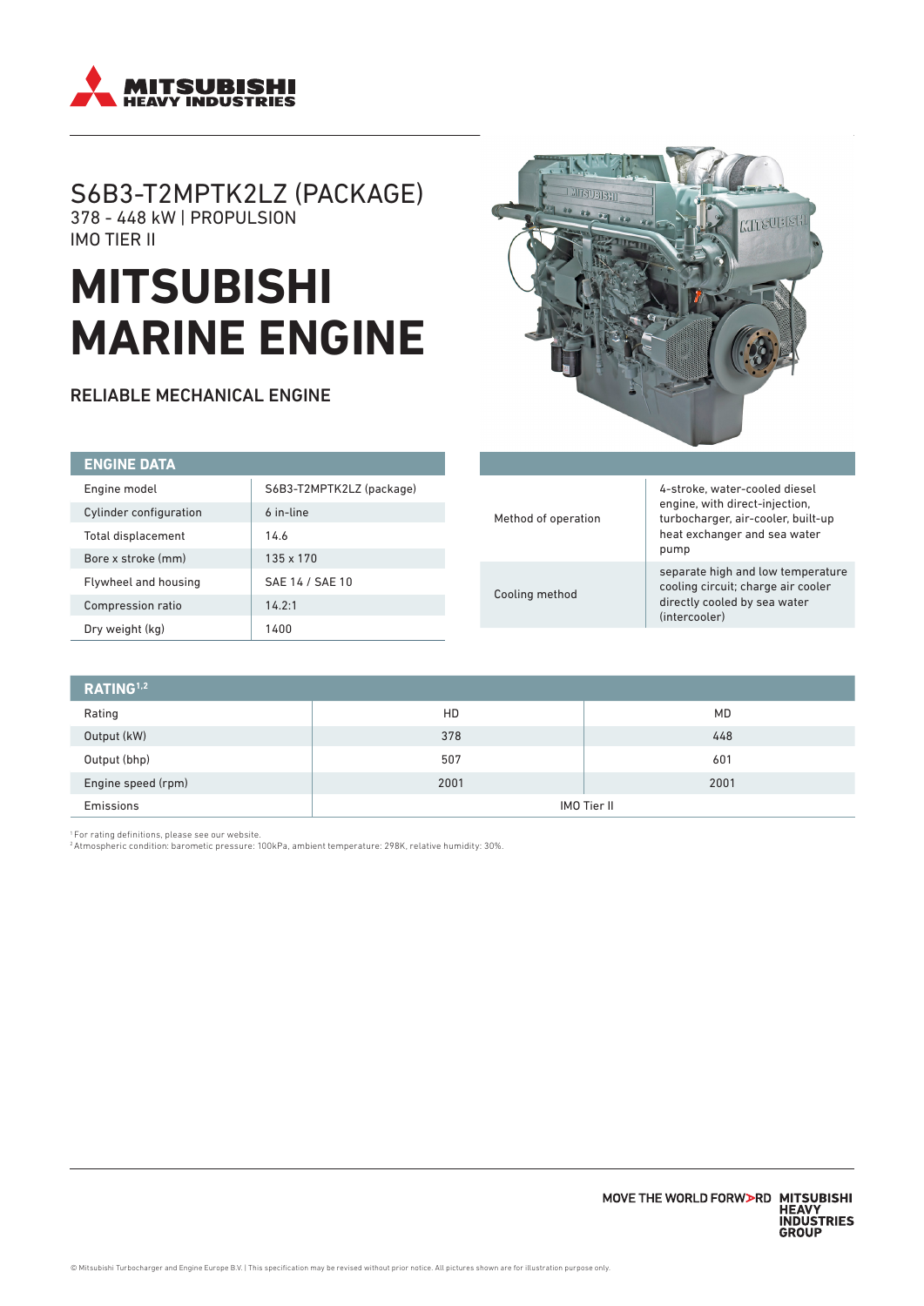MITSUBISHI HEAVY INDUSTRIES

# S6B3-T2MPTK2LZ (PACKAGE)

378 - 448 kW | PROPULSION
IMO TIER II

# MITSUBISHI MARINE ENGINE

## RELIABLE MECHANICAL ENGINE

| ENGINE DATA | |
|---|---|
| Engine model | S6B3-T2MPTK2LZ (package) |
| Cylinder configuration | 6 in-line |
| Total displacement | 14.6 |
| Bore x stroke (mm) | 135 x 170 |
| Flywheel and housing | SAE 14 / SAE 10 |
| Compression ratio | 14.2:1 |
| Dry weight (kg) | 1400 |

| | |
|---|---|
| Method of operation | 4-stroke, water-cooled diesel engine, with direct-injection, turbocharger, air-cooler, built-up heat exchanger and sea water pump |
| Cooling method | separate high and low temperature cooling circuit; charge air cooler directly cooled by sea water (intercooler) |

| RATING[1,2] | | |
|---|---|---|
| Rating | HD | MD |
| Output (kW) | 378 | 448 |
| Output (bhp) | 507 | 601 |
| Engine speed (rpm) | 2001 | 2001 |
| Emissions | IMO Tier II | |

[1] For rating definitions, please see our website.
[2] Atmospheric condition: barometic pressure: 100kPa, ambient temperature: 298K, relative humidity: 30%.

MOVE THE WORLD FORWARD MITSUBISHI HEAVY INDUSTRIES GROUP

© Mitsubishi Turbocharger and Engine Europe B.V. | This specification may be revised without prior notice. All pictures shown are for illustration purpose only.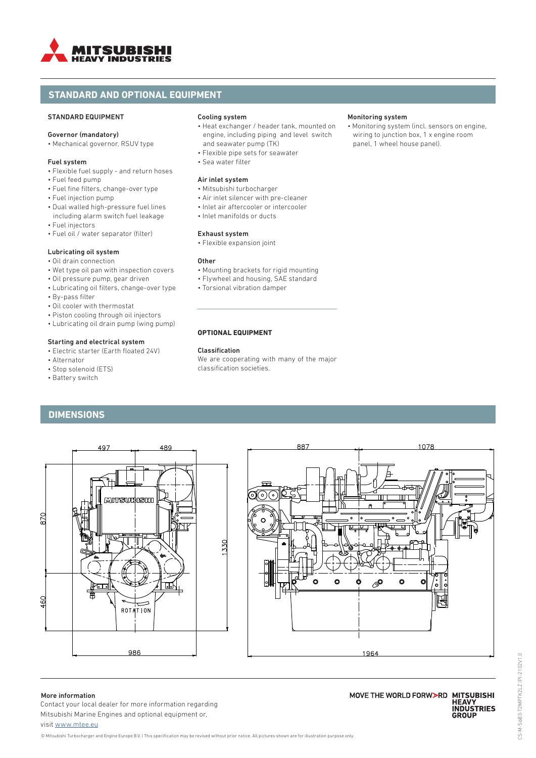## STANDARD AND OPTIONAL EQUIPMENT

### STANDARD EQUIPMENT

**Governor (mandatory)**
- Mechanical governor, RSUV type

**Fuel system**
- Flexible fuel supply - and return hoses
- Fuel feed pump
- Fuel fine filters, change-over type
- Fuel injection pump
- Dual walled high-pressure fuel lines including alarm switch fuel leakage
- Fuel injectors
- Fuel oil / water separator (filter)

**Lubricating oil system**
- Oil drain connection
- Wet type oil pan with inspection covers
- Oil pressure pump, gear driven
- Lubricating oil filters, change-over type
- By-pass filter
- Oil cooler with thermostat
- Piston cooling through oil injectors
- Lubricating oil drain pump (wing pump)

**Starting and electrical system**
- Electric starter (Earth floated 24V)
- Alternator
- Stop solenoid (ETS)
- Battery switch

**Cooling system**
- Heat exchanger / header tank, mounted on engine, including piping and level switch and seawater pump (TK)
- Flexible pipe sets for seawater
- Sea water filter

**Air inlet system**
- Mitsubishi turbocharger
- Air inlet silencer with pre-cleaner
- Inlet air aftercooler or intercooler
- Inlet manifolds or ducts

**Exhaust system**
- Flexible expansion joint

**Other**
- Mounting brackets for rigid mounting
- Flywheel and housing, SAE standard
- Torsional vibration damper

**Monitoring system**
- Monitoring system (incl. sensors on engine, wiring to junction box, 1 x engine room panel, 1 wheel house panel).

### OPTIONAL EQUIPMENT

**Classification**

We are cooperating with many of the major classification societies.

## DIMENSIONS

497
489
870
460
1330
986
ROTATION
MITSUBISHI

887
1078
1964

**More information**

Contact your local dealer for more information regarding Mitsubishi Marine Engines and optional equipment or, visit www.mtee.eu

MOVE THE WORLD FORWARD MITSUBISHI HEAVY INDUSTRIES GROUP

© Mitsubishi Turbocharger and Engine Europe B.V. | This specification may be revised without prior notice. All pictures shown are for illustration purpose only.

CS-M-S6B3-T2MPTK2LZ (P)-2102V1.0